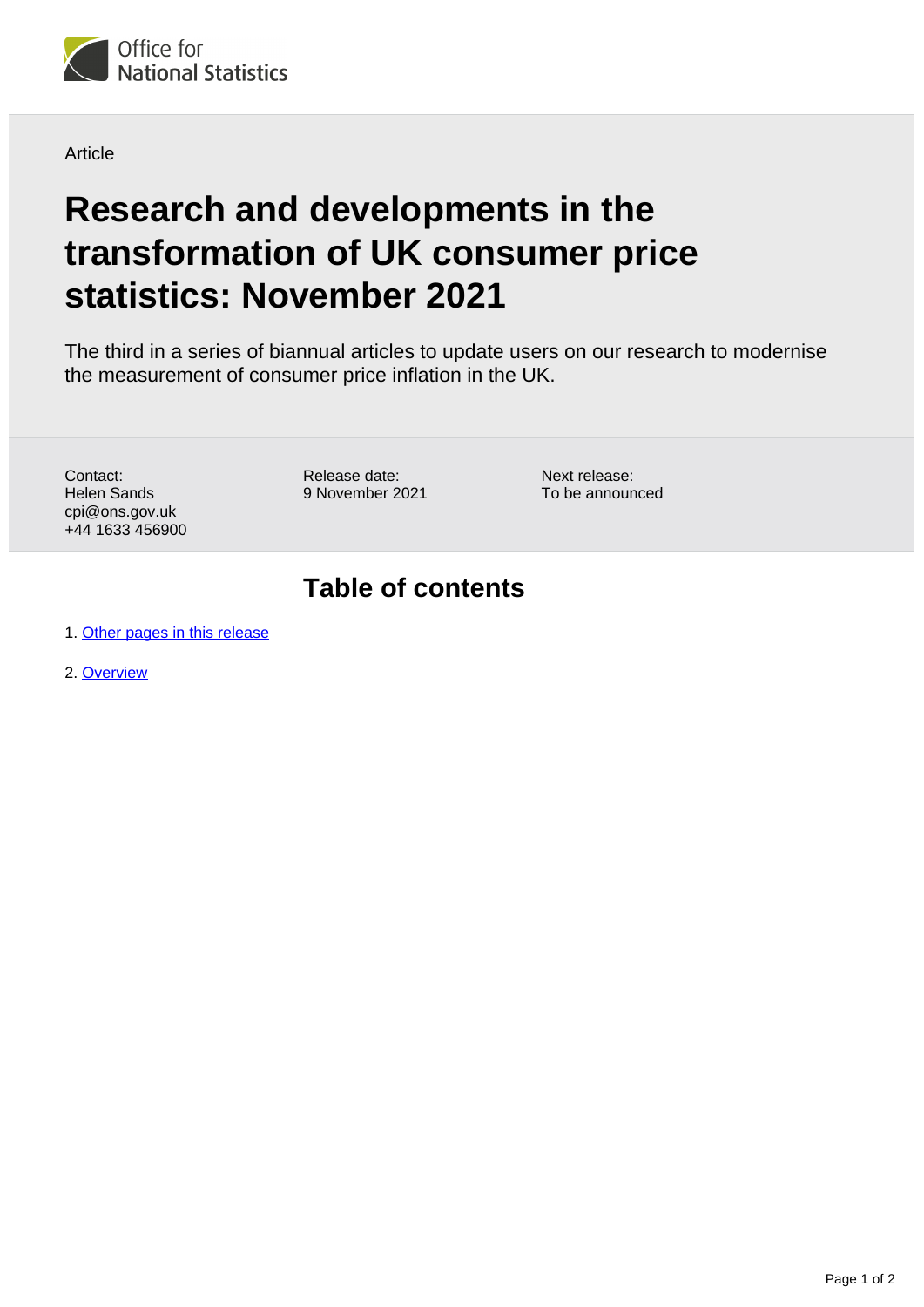Article

# Research and developments in the transformation of UK consumer price statistics: November 2021

The third in a series of biannual articles to update users on our research to modernise the measurement of consumer price inflation in the UK.

Contact:
Helen Sands
cpi@ons.gov.uk
+44 1633 456900

Release date:
9 November 2021

Next release:
To be announced

## Table of contents

1. Other pages in this release
2. Overview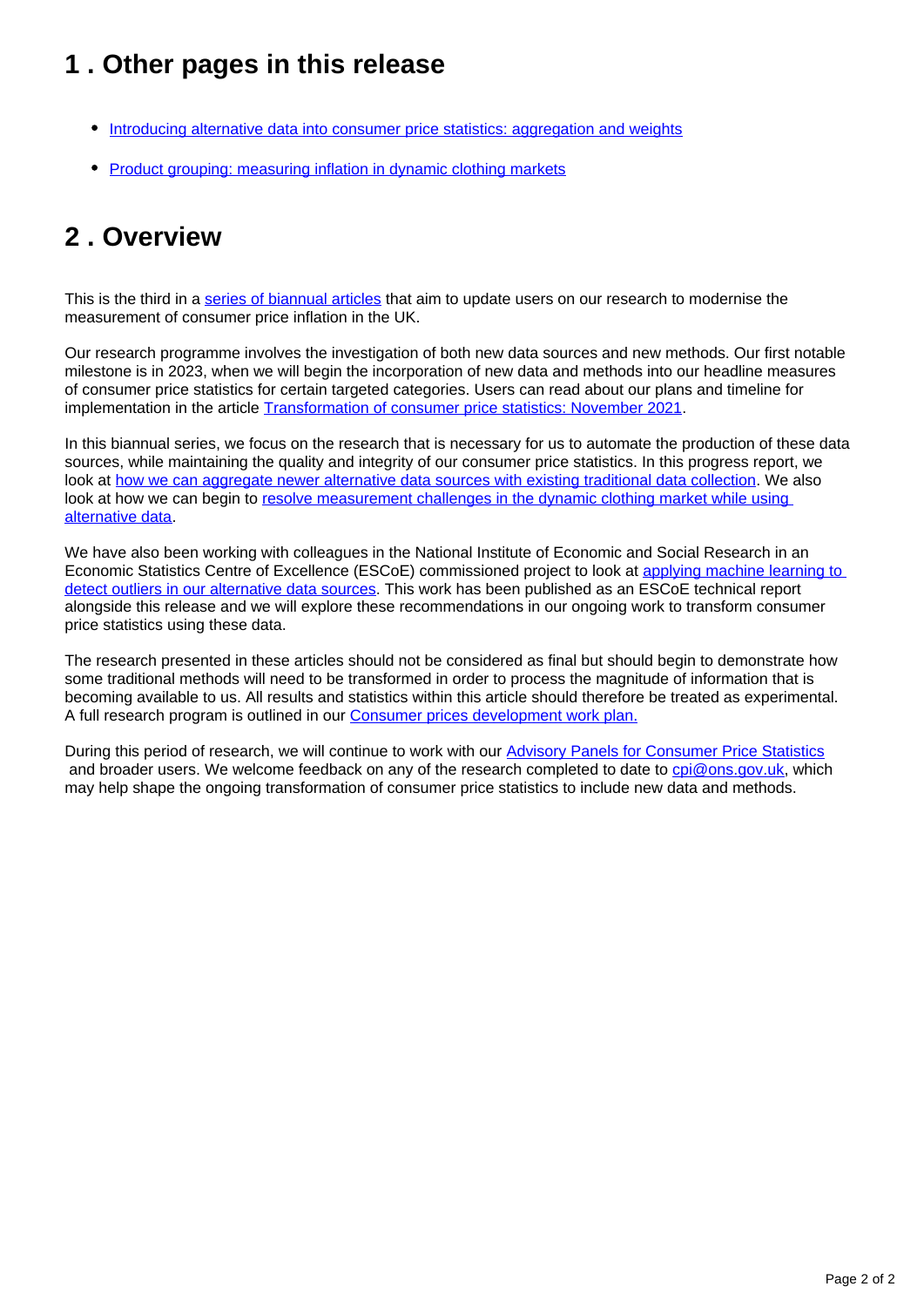## 1 . Other pages in this release

- Introducing alternative data into consumer price statistics: aggregation and weights
- Product grouping: measuring inflation in dynamic clothing markets

## 2 . Overview

This is the third in a series of biannual articles that aim to update users on our research to modernise the measurement of consumer price inflation in the UK.

Our research programme involves the investigation of both new data sources and new methods. Our first notable milestone is in 2023, when we will begin the incorporation of new data and methods into our headline measures of consumer price statistics for certain targeted categories. Users can read about our plans and timeline for implementation in the article Transformation of consumer price statistics: November 2021.

In this biannual series, we focus on the research that is necessary for us to automate the production of these data sources, while maintaining the quality and integrity of our consumer price statistics. In this progress report, we look at how we can aggregate newer alternative data sources with existing traditional data collection. We also look at how we can begin to resolve measurement challenges in the dynamic clothing market while using alternative data.

We have also been working with colleagues in the National Institute of Economic and Social Research in an Economic Statistics Centre of Excellence (ESCoE) commissioned project to look at applying machine learning to detect outliers in our alternative data sources. This work has been published as an ESCoE technical report alongside this release and we will explore these recommendations in our ongoing work to transform consumer price statistics using these data.

The research presented in these articles should not be considered as final but should begin to demonstrate how some traditional methods will need to be transformed in order to process the magnitude of information that is becoming available to us. All results and statistics within this article should therefore be treated as experimental. A full research program is outlined in our Consumer prices development work plan.

During this period of research, we will continue to work with our Advisory Panels for Consumer Price Statistics and broader users. We welcome feedback on any of the research completed to date to cpi@ons.gov.uk, which may help shape the ongoing transformation of consumer price statistics to include new data and methods.